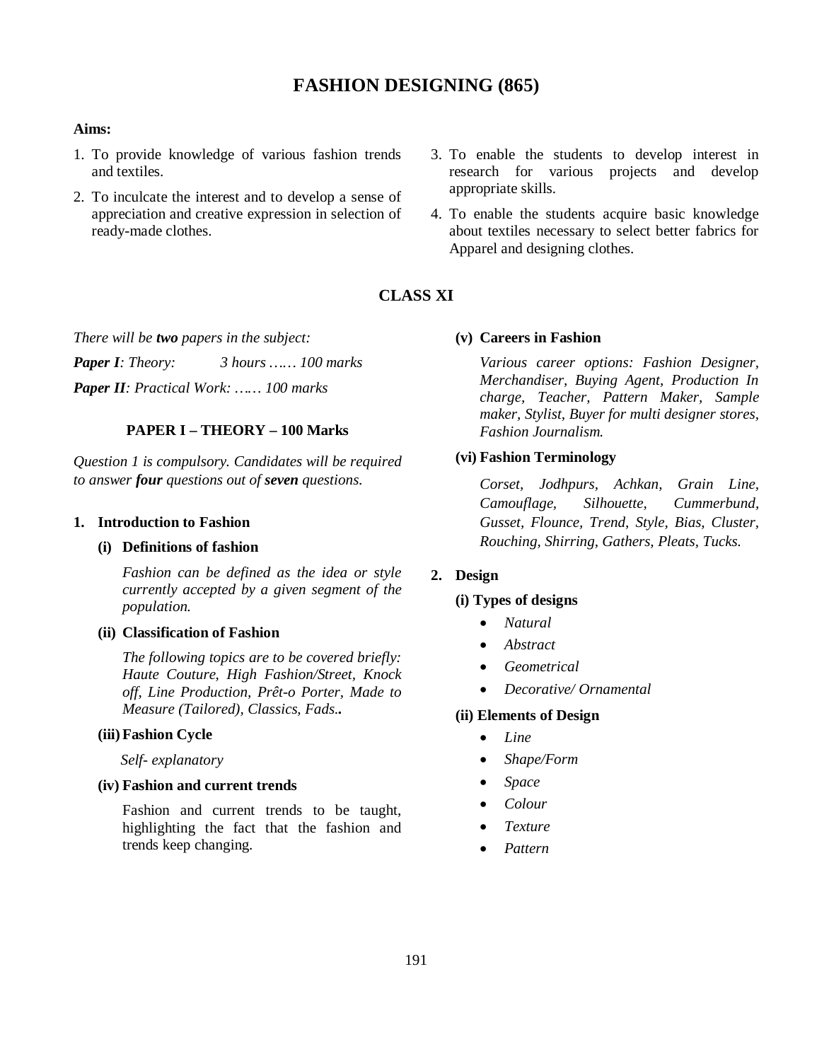# FASHION DESIGNING (865)

**Aims:**

1. To provide knowledge of various fashion trends and textiles.
2. To inculcate the interest and to develop a sense of appreciation and creative expression in selection of ready-made clothes.
3. To enable the students to develop interest in research for various projects and develop appropriate skills.
4. To enable the students acquire basic knowledge about textiles necessary to select better fabrics for Apparel and designing clothes.

## CLASS XI

*There will be **two** papers in the subject:*

***Paper I**: Theory: 3 hours …… 100 marks*

***Paper II**: Practical Work: …… 100 marks*

### PAPER I – THEORY – 100 Marks

*Question 1 is compulsory. Candidates will be required to answer **four** questions out of **seven** questions.*

**1. Introduction to Fashion**

**(i) Definitions of fashion**

*Fashion can be defined as the idea or style currently accepted by a given segment of the population.*

**(ii) Classification of Fashion**

*The following topics are to be covered briefly: Haute Couture, High Fashion/Street, Knock off, Line Production, Prêt-o Porter, Made to Measure (Tailored), Classics, Fads..*

**(iii) Fashion Cycle**

*Self- explanatory*

**(iv) Fashion and current trends**

Fashion and current trends to be taught, highlighting the fact that the fashion and trends keep changing.

**(v) Careers in Fashion**

*Various career options: Fashion Designer, Merchandiser, Buying Agent, Production In charge, Teacher, Pattern Maker, Sample maker, Stylist, Buyer for multi designer stores, Fashion Journalism.*

**(vi) Fashion Terminology**

*Corset, Jodhpurs, Achkan, Grain Line, Camouflage, Silhouette, Cummerbund, Gusset, Flounce, Trend, Style, Bias, Cluster, Rouching, Shirring, Gathers, Pleats, Tucks.*

**2. Design**

**(i) Types of designs**

- *Natural*
- *Abstract*
- *Geometrical*
- *Decorative/ Ornamental*

**(ii) Elements of Design**

- *Line*
- *Shape/Form*
- *Space*
- *Colour*
- *Texture*
- *Pattern*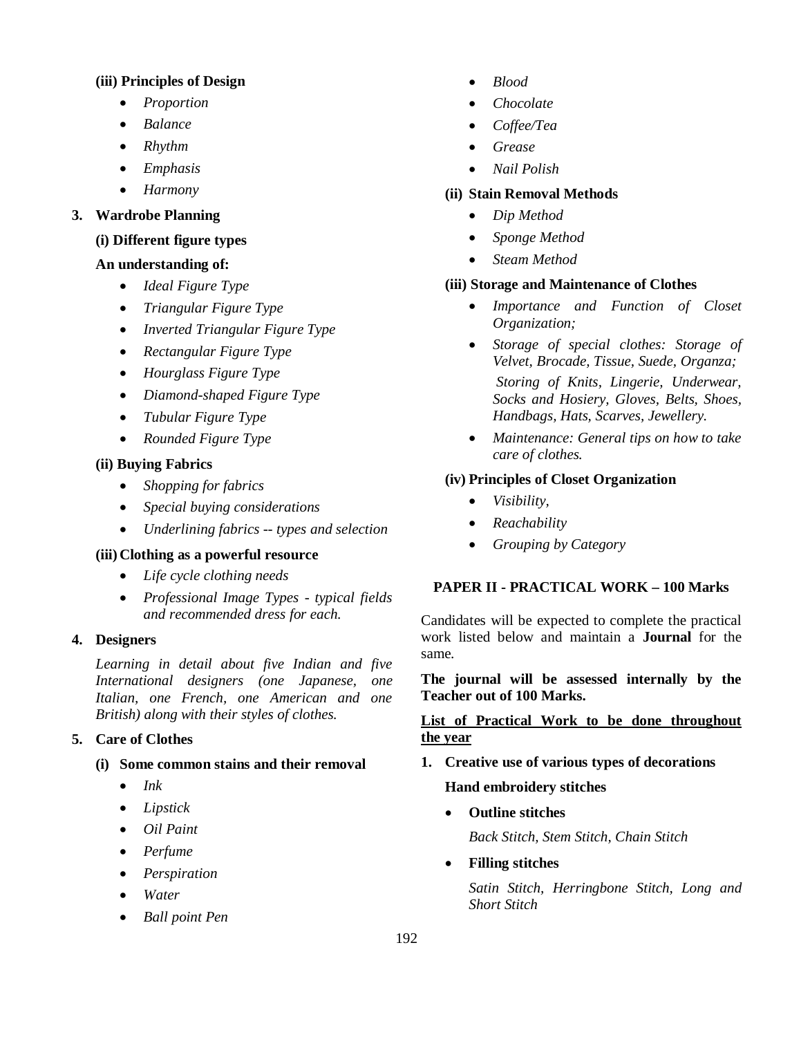**(iii) Principles of Design**

- *Proportion*
- *Balance*
- *Rhythm*
- *Emphasis*
- *Harmony*

**3. Wardrobe Planning**

**(i) Different figure types**

**An understanding of:**

- *Ideal Figure Type*
- *Triangular Figure Type*
- *Inverted Triangular Figure Type*
- *Rectangular Figure Type*
- *Hourglass Figure Type*
- *Diamond-shaped Figure Type*
- *Tubular Figure Type*
- *Rounded Figure Type*

**(ii) Buying Fabrics**

- *Shopping for fabrics*
- *Special buying considerations*
- *Underlining fabrics -- types and selection*

**(iii) Clothing as a powerful resource**

- *Life cycle clothing needs*
- *Professional Image Types - typical fields and recommended dress for each.*

**4. Designers**

*Learning in detail about five Indian and five International designers (one Japanese, one Italian, one French, one American and one British) along with their styles of clothes.*

**5. Care of Clothes**

**(i) Some common stains and their removal**

- *Ink*
- *Lipstick*
- *Oil Paint*
- *Perfume*
- *Perspiration*
- *Water*
- *Ball point Pen*
- *Blood*
- *Chocolate*
- *Coffee/Tea*
- *Grease*
- *Nail Polish*

**(ii) Stain Removal Methods**

- *Dip Method*
- *Sponge Method*
- *Steam Method*

**(iii) Storage and Maintenance of Clothes**

- *Importance and Function of Closet Organization;*
- *Storage of special clothes: Storage of Velvet, Brocade, Tissue, Suede, Organza;*

  *Storing of Knits, Lingerie, Underwear, Socks and Hosiery, Gloves, Belts, Shoes, Handbags, Hats, Scarves, Jewellery.*
- *Maintenance: General tips on how to take care of clothes.*

**(iv) Principles of Closet Organization**

- *Visibility,*
- *Reachability*
- *Grouping by Category*

## PAPER II - PRACTICAL WORK – 100 Marks

Candidates will be expected to complete the practical work listed below and maintain a **Journal** for the same.

**The journal will be assessed internally by the Teacher out of 100 Marks.**

**List of Practical Work to be done throughout the year**

**1. Creative use of various types of decorations**

**Hand embroidery stitches**

- **Outline stitches**

  *Back Stitch, Stem Stitch, Chain Stitch*

- **Filling stitches**

  *Satin Stitch, Herringbone Stitch, Long and Short Stitch*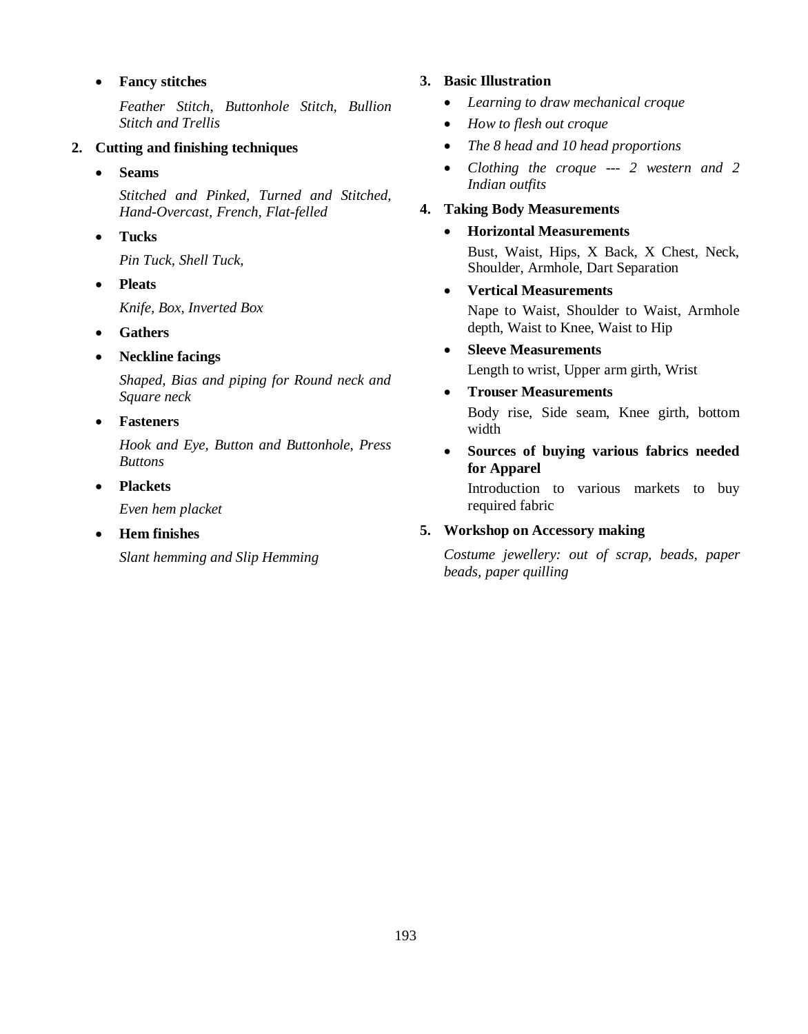- **Fancy stitches**

  *Feather Stitch, Buttonhole Stitch, Bullion Stitch and Trellis*

2. **Cutting and finishing techniques**

   - **Seams**

     *Stitched and Pinked, Turned and Stitched, Hand-Overcast, French, Flat-felled*

   - **Tucks**

     *Pin Tuck, Shell Tuck,*

   - **Pleats**

     *Knife, Box, Inverted Box*

   - **Gathers**

   - **Neckline facings**

     *Shaped, Bias and piping for Round neck and Square neck*

   - **Fasteners**

     *Hook and Eye, Button and Buttonhole, Press Buttons*

   - **Plackets**

     *Even hem placket*

   - **Hem finishes**

     *Slant hemming and Slip Hemming*

3. **Basic Illustration**

   - *Learning to draw mechanical croque*
   - *How to flesh out croque*
   - *The 8 head and 10 head proportions*
   - *Clothing the croque --- 2 western and 2 Indian outfits*

4. **Taking Body Measurements**

   - **Horizontal Measurements**

     Bust, Waist, Hips, X Back, X Chest, Neck, Shoulder, Armhole, Dart Separation

   - **Vertical Measurements**

     Nape to Waist, Shoulder to Waist, Armhole depth, Waist to Knee, Waist to Hip

   - **Sleeve Measurements**

     Length to wrist, Upper arm girth, Wrist

   - **Trouser Measurements**

     Body rise, Side seam, Knee girth, bottom width

   - **Sources of buying various fabrics needed for Apparel**

     Introduction to various markets to buy required fabric

5. **Workshop on Accessory making**

   *Costume jewellery: out of scrap, beads, paper beads, paper quilling*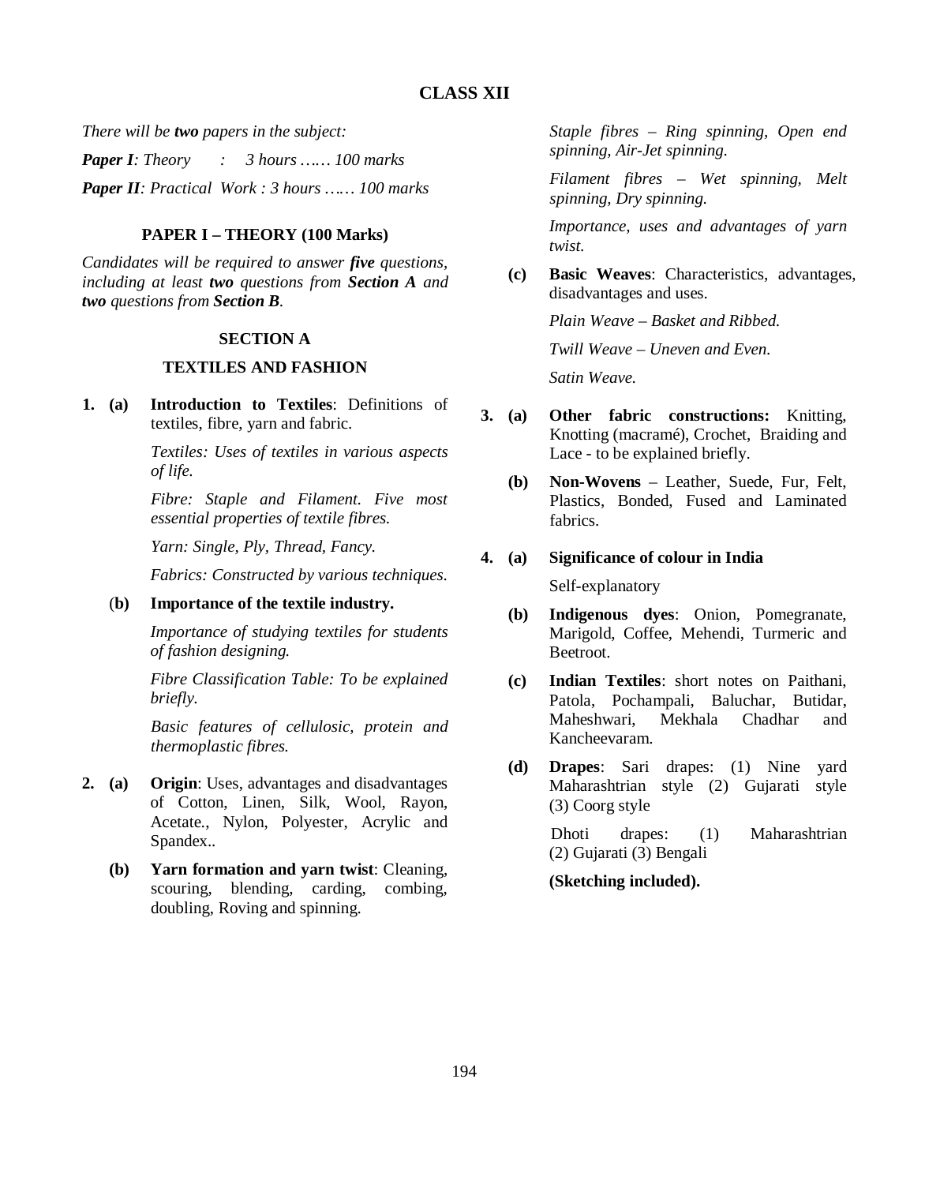# CLASS XII

*There will be **two** papers in the subject:*

***Paper I**: Theory : 3 hours …… 100 marks*

***Paper II**: Practical Work : 3 hours …… 100 marks*

## PAPER I – THEORY (100 Marks)

*Candidates will be required to answer **five** questions, including at least **two** questions from **Section A** and **two** questions from **Section B**.*

### SECTION A

### TEXTILES AND FASHION

**1. (a) Introduction to Textiles**: Definitions of textiles, fibre, yarn and fabric.

*Textiles: Uses of textiles in various aspects of life.*

*Fibre: Staple and Filament. Five most essential properties of textile fibres.*

*Yarn: Single, Ply, Thread, Fancy.*

*Fabrics: Constructed by various techniques.*

**(b) Importance of the textile industry.**

*Importance of studying textiles for students of fashion designing.*

*Fibre Classification Table: To be explained briefly.*

*Basic features of cellulosic, protein and thermoplastic fibres.*

**2. (a) Origin**: Uses, advantages and disadvantages of Cotton, Linen, Silk, Wool, Rayon, Acetate., Nylon, Polyester, Acrylic and Spandex..

**(b) Yarn formation and yarn twist**: Cleaning, scouring, blending, carding, combing, doubling, Roving and spinning.

*Staple fibres – Ring spinning, Open end spinning, Air-Jet spinning.*

*Filament fibres – Wet spinning, Melt spinning, Dry spinning.*

*Importance, uses and advantages of yarn twist.*

**(c) Basic Weaves**: Characteristics, advantages, disadvantages and uses.

*Plain Weave – Basket and Ribbed.*

*Twill Weave – Uneven and Even.*

*Satin Weave.*

**3. (a) Other fabric constructions:** Knitting, Knotting (macramé), Crochet, Braiding and Lace - to be explained briefly.

**(b) Non-Wovens** – Leather, Suede, Fur, Felt, Plastics, Bonded, Fused and Laminated fabrics.

**4. (a) Significance of colour in India**

Self-explanatory

**(b) Indigenous dyes**: Onion, Pomegranate, Marigold, Coffee, Mehendi, Turmeric and Beetroot.

**(c) Indian Textiles**: short notes on Paithani, Patola, Pochampali, Baluchar, Butidar, Maheshwari, Mekhala Chadhar and Kancheevaram.

**(d) Drapes**: Sari drapes: (1) Nine yard Maharashtrian style (2) Gujarati style (3) Coorg style

Dhoti drapes: (1) Maharashtrian (2) Gujarati (3) Bengali

**(Sketching included).**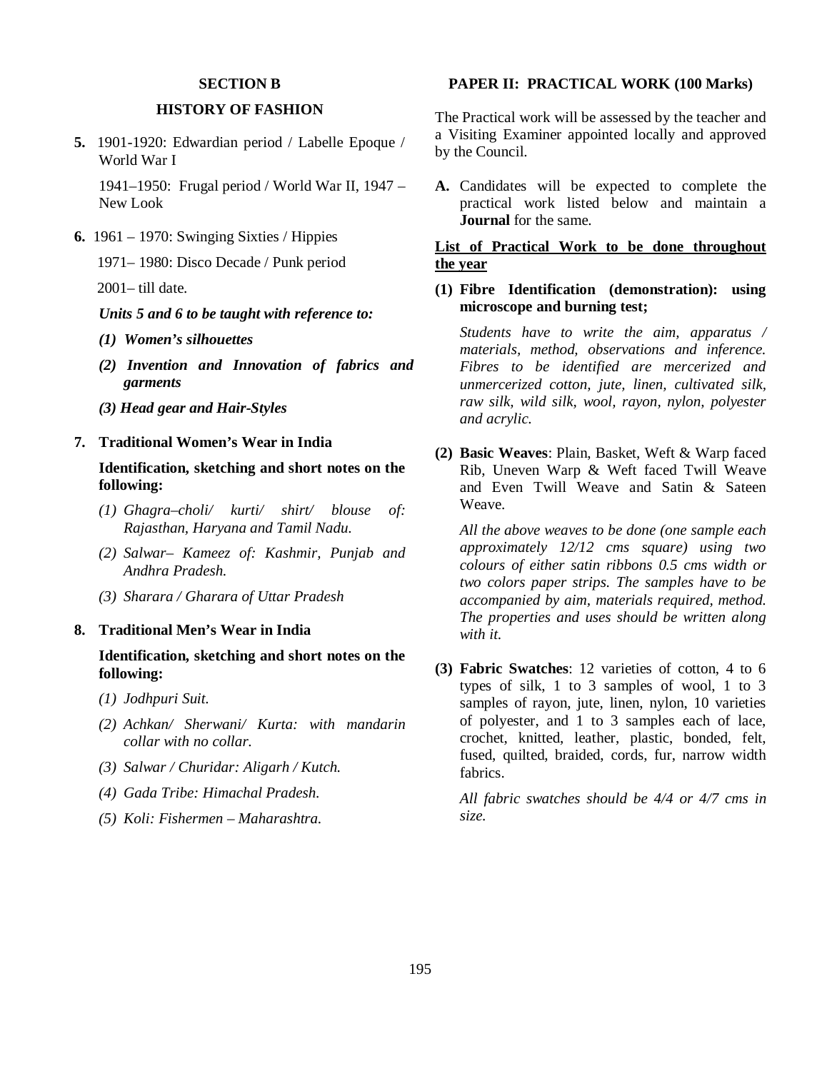## SECTION B

## HISTORY OF FASHION

**5.** 1901-1920: Edwardian period / Labelle Epoque / World War I

1941–1950: Frugal period / World War II, 1947 – New Look

**6.** 1961 – 1970: Swinging Sixties / Hippies

1971– 1980: Disco Decade / Punk period

2001– till date.

***Units 5 and 6 to be taught with reference to:***

***(1) Women's silhouettes***

***(2) Invention and Innovation of fabrics and garments***

***(3) Head gear and Hair-Styles***

**7. Traditional Women's Wear in India**

**Identification, sketching and short notes on the following:**

*(1) Ghagra–choli/ kurti/ shirt/ blouse of: Rajasthan, Haryana and Tamil Nadu.*

*(2) Salwar– Kameez of: Kashmir, Punjab and Andhra Pradesh.*

*(3) Sharara / Gharara of Uttar Pradesh*

**8. Traditional Men's Wear in India**

**Identification, sketching and short notes on the following:**

*(1) Jodhpuri Suit.*

*(2) Achkan/ Sherwani/ Kurta: with mandarin collar with no collar.*

*(3) Salwar / Churidar: Aligarh / Kutch.*

*(4) Gada Tribe: Himachal Pradesh.*

*(5) Koli: Fishermen – Maharashtra.*

## PAPER II: PRACTICAL WORK (100 Marks)

The Practical work will be assessed by the teacher and a Visiting Examiner appointed locally and approved by the Council.

**A.** Candidates will be expected to complete the practical work listed below and maintain a **Journal** for the same.

**<u>List of Practical Work to be done throughout the year</u>**

**(1) Fibre Identification (demonstration): using microscope and burning test;**

*Students have to write the aim, apparatus / materials, method, observations and inference. Fibres to be identified are mercerized and unmercerized cotton, jute, linen, cultivated silk, raw silk, wild silk, wool, rayon, nylon, polyester and acrylic.*

**(2) Basic Weaves**: Plain, Basket, Weft & Warp faced Rib, Uneven Warp & Weft faced Twill Weave and Even Twill Weave and Satin & Sateen Weave.

*All the above weaves to be done (one sample each approximately 12/12 cms square) using two colours of either satin ribbons 0.5 cms width or two colors paper strips. The samples have to be accompanied by aim, materials required, method. The properties and uses should be written along with it.*

**(3) Fabric Swatches**: 12 varieties of cotton, 4 to 6 types of silk, 1 to 3 samples of wool, 1 to 3 samples of rayon, jute, linen, nylon, 10 varieties of polyester, and 1 to 3 samples each of lace, crochet, knitted, leather, plastic, bonded, felt, fused, quilted, braided, cords, fur, narrow width fabrics.

*All fabric swatches should be 4/4 or 4/7 cms in size.*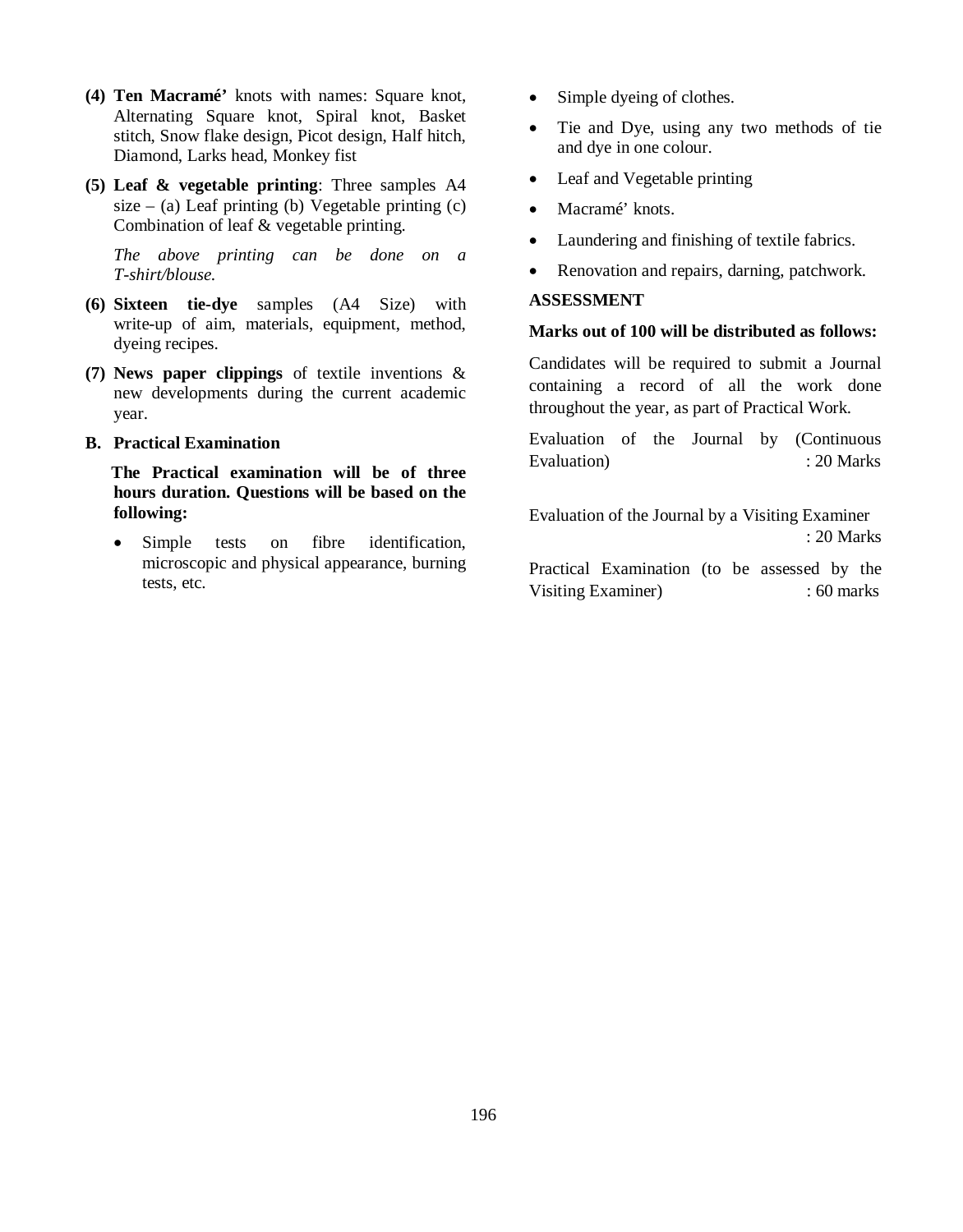**(4) Ten Macramé'** knots with names: Square knot, Alternating Square knot, Spiral knot, Basket stitch, Snow flake design, Picot design, Half hitch, Diamond, Larks head, Monkey fist

**(5) Leaf & vegetable printing**: Three samples A4 size – (a) Leaf printing (b) Vegetable printing (c) Combination of leaf & vegetable printing.

*The above printing can be done on a T-shirt/blouse.*

**(6) Sixteen tie-dye** samples (A4 Size) with write-up of aim, materials, equipment, method, dyeing recipes.

**(7) News paper clippings** of textile inventions & new developments during the current academic year.

**B. Practical Examination**

**The Practical examination will be of three hours duration. Questions will be based on the following:**

- Simple tests on fibre identification, microscopic and physical appearance, burning tests, etc.
- Simple dyeing of clothes.
- Tie and Dye, using any two methods of tie and dye in one colour.
- Leaf and Vegetable printing
- Macramé' knots.
- Laundering and finishing of textile fabrics.
- Renovation and repairs, darning, patchwork.

**ASSESSMENT**

**Marks out of 100 will be distributed as follows:**

Candidates will be required to submit a Journal containing a record of all the work done throughout the year, as part of Practical Work.

Evaluation of the Journal by (Continuous Evaluation) : 20 Marks

Evaluation of the Journal by a Visiting Examiner : 20 Marks

Practical Examination (to be assessed by the Visiting Examiner) : 60 marks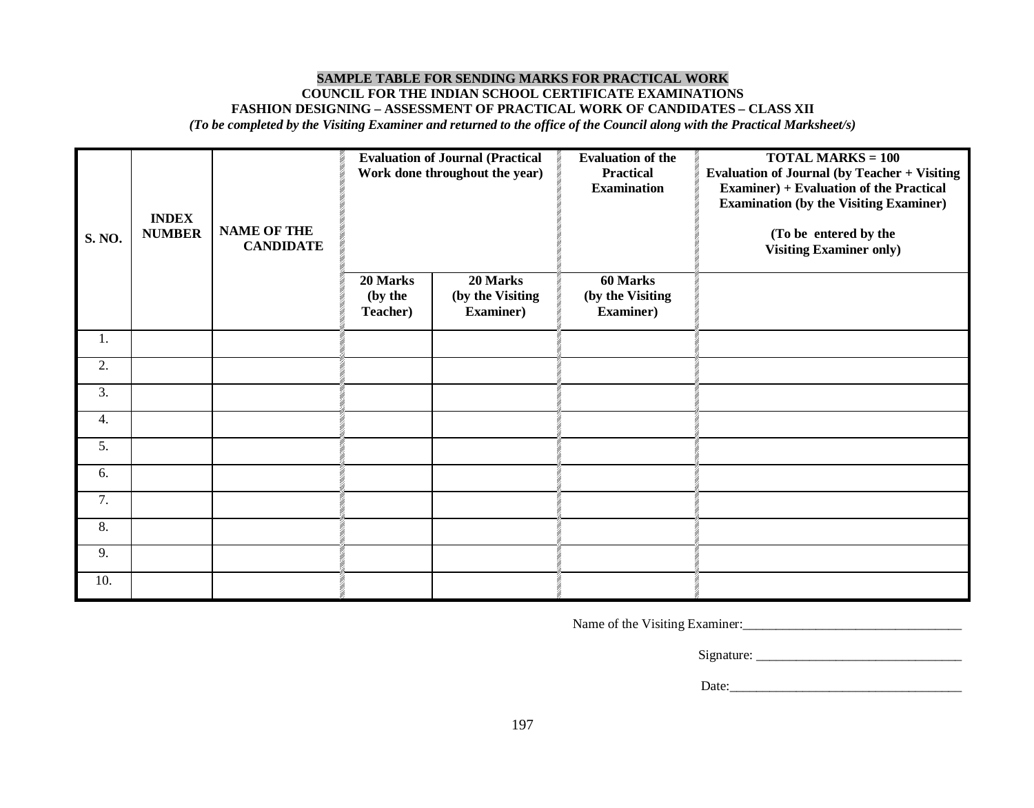**SAMPLE TABLE FOR SENDING MARKS FOR PRACTICAL WORK**

**COUNCIL FOR THE INDIAN SCHOOL CERTIFICATE EXAMINATIONS**

**FASHION DESIGNING – ASSESSMENT OF PRACTICAL WORK OF CANDIDATES – CLASS XII**

***(To be completed by the Visiting Examiner and returned to the office of the Council along with the Practical Marksheet/s)***

| S. NO. | INDEX NUMBER | NAME OF THE CANDIDATE | Evaluation of Journal (Practical Work done throughout the year) | | Evaluation of the Practical Examination | TOTAL MARKS = 100 Evaluation of Journal (by Teacher + Visiting Examiner) + Evaluation of the Practical Examination (by the Visiting Examiner) (To be entered by the Visiting Examiner only) |
|---|---|---|---|---|---|---|
| | | | 20 Marks (by the Teacher) | 20 Marks (by the Visiting Examiner) | 60 Marks (by the Visiting Examiner) | |
| 1. | | | | | | |
| 2. | | | | | | |
| 3. | | | | | | |
| 4. | | | | | | |
| 5. | | | | | | |
| 6. | | | | | | |
| 7. | | | | | | |
| 8. | | | | | | |
| 9. | | | | | | |
| 10. | | | | | | |

Name of the Visiting Examiner:_________________________________

Signature: _______________________________

Date:___________________________________